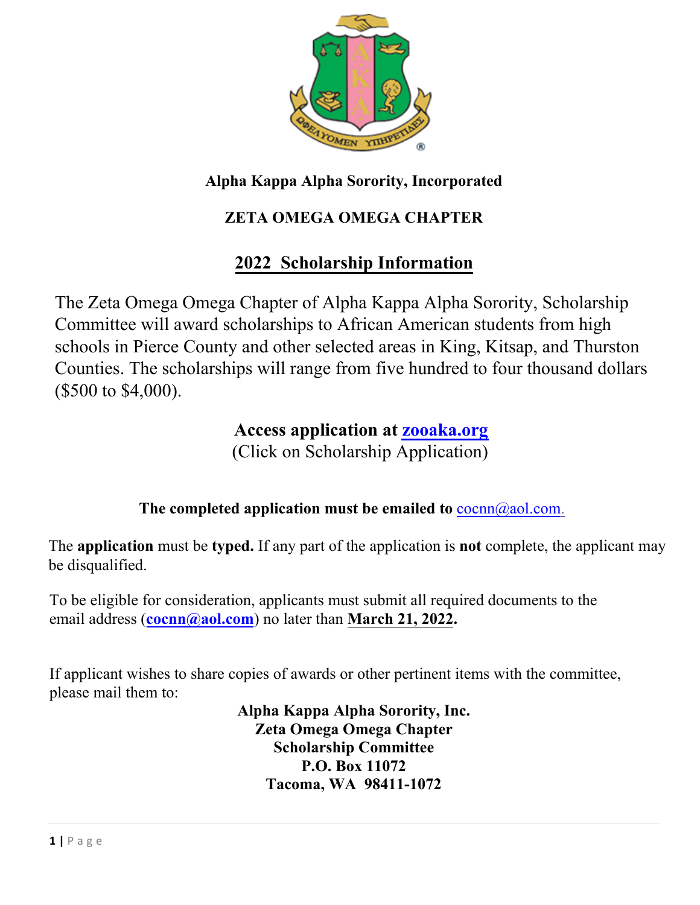**Alpha Kappa Alpha Sorority, Incorporated**

**ZETA OMEGA OMEGA CHAPTER**

# 2022 Scholarship Information

The Zeta Omega Omega Chapter of Alpha Kappa Alpha Sorority, Scholarship Committee will award scholarships to African American students from high schools in Pierce County and other selected areas in King, Kitsap, and Thurston Counties. The scholarships will range from five hundred to four thousand dollars ($500 to $4,000).

**Access application at zooaka.org**
(Click on Scholarship Application)

**The completed application must be emailed to** cocnn@aol.com.

The **application** must be **typed.** If any part of the application is **not** complete, the applicant may be disqualified.

To be eligible for consideration, applicants must submit all required documents to the email address (**cocnn@aol.com**) no later than **March 21, 2022.**

If applicant wishes to share copies of awards or other pertinent items with the committee, please mail them to:

**Alpha Kappa Alpha Sorority, Inc.**
**Zeta Omega Omega Chapter**
**Scholarship Committee**
**P.O. Box 11072**
**Tacoma, WA 98411-1072**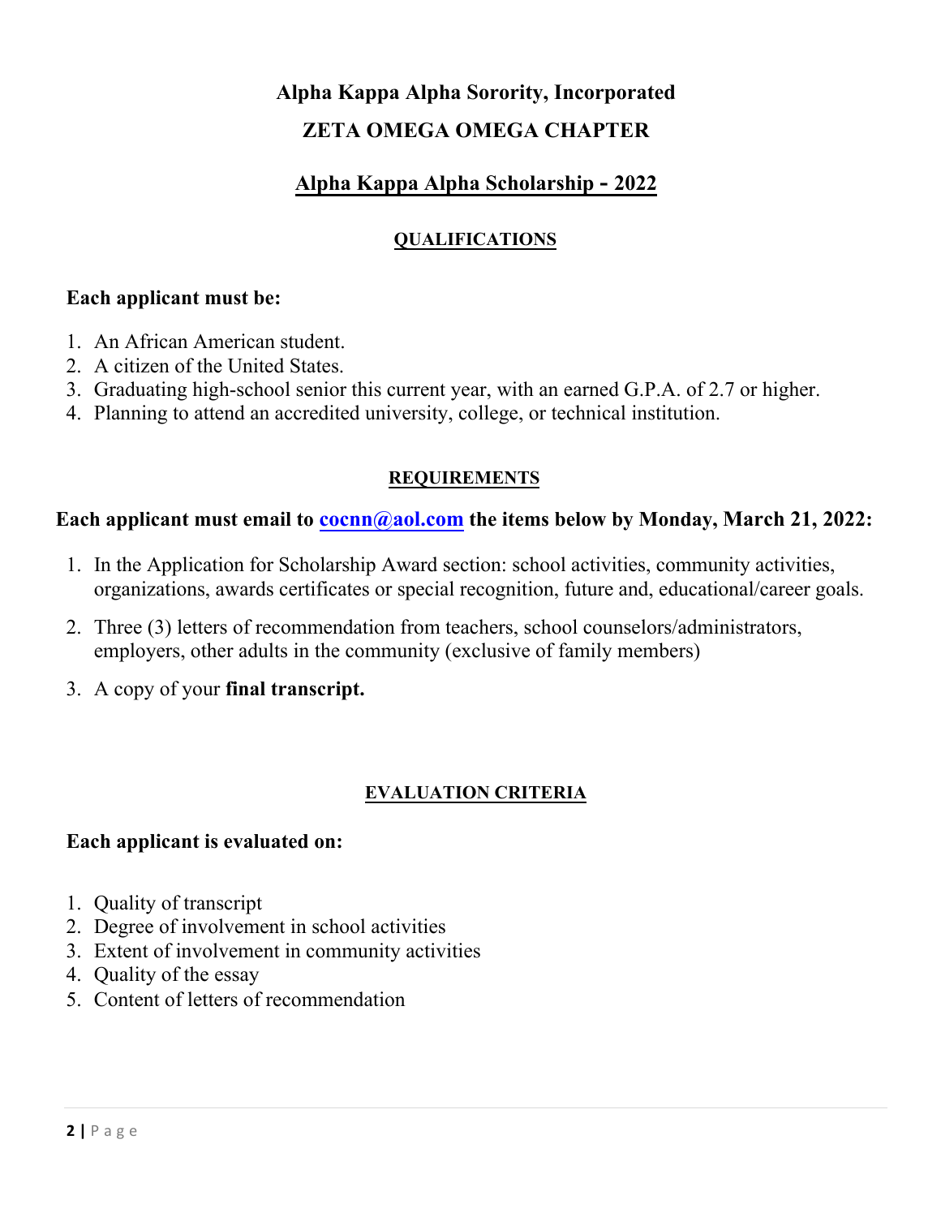# Alpha Kappa Alpha Sorority, Incorporated

## ZETA OMEGA OMEGA CHAPTER

## Alpha Kappa Alpha Scholarship - 2022

### QUALIFICATIONS

**Each applicant must be:**

1. An African American student.
2. A citizen of the United States.
3. Graduating high-school senior this current year, with an earned G.P.A. of 2.7 or higher.
4. Planning to attend an accredited university, college, or technical institution.

### REQUIREMENTS

**Each applicant must email to cocnn@aol.com the items below by Monday, March 21, 2022:**

1. In the Application for Scholarship Award section: school activities, community activities, organizations, awards certificates or special recognition, future and, educational/career goals.
2. Three (3) letters of recommendation from teachers, school counselors/administrators, employers, other adults in the community (exclusive of family members)
3. A copy of your **final transcript.**

### EVALUATION CRITERIA

**Each applicant is evaluated on:**

1. Quality of transcript
2. Degree of involvement in school activities
3. Extent of involvement in community activities
4. Quality of the essay
5. Content of letters of recommendation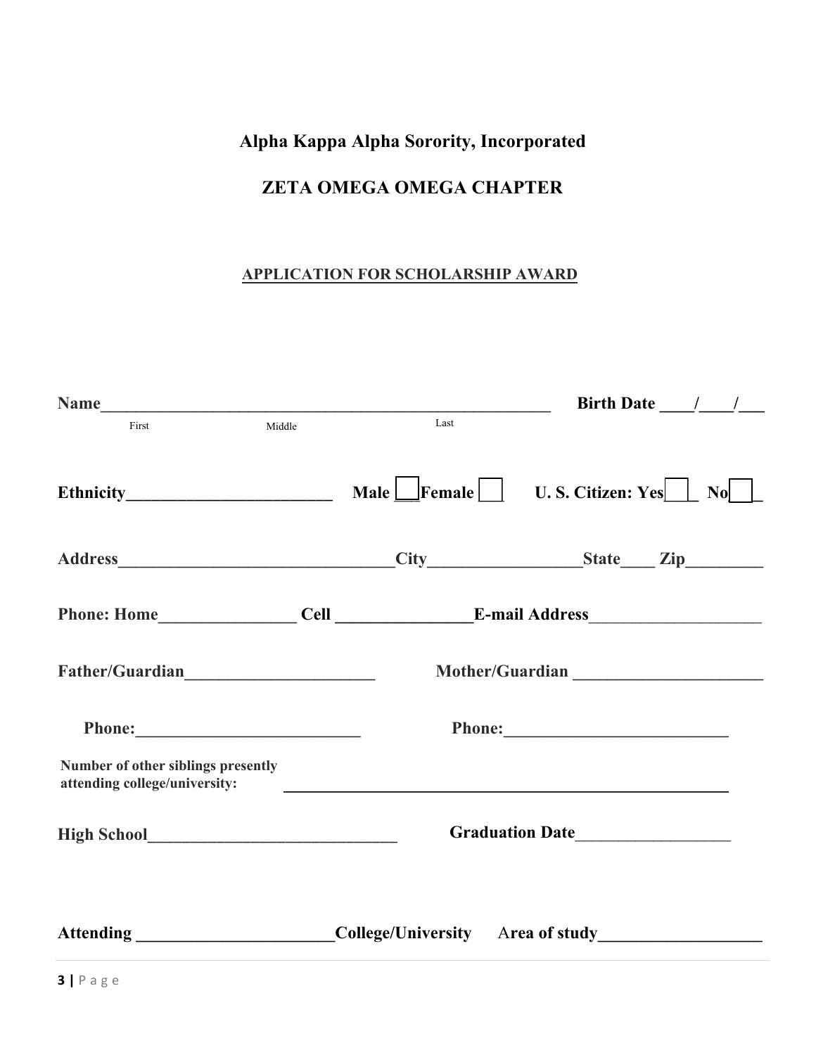**Alpha Kappa Alpha Sorority, Incorporated**

**ZETA OMEGA OMEGA CHAPTER**

**APPLICATION FOR SCHOLARSHIP AWARD**

**Name**_______________________________________________________ **Birth Date** ____/____/___
First Middle Last

**Ethnicity**________________________ **Male** ☐ **Female** ☐ **U. S. Citizen: Yes** ☐ **No** ☐

**Address**________________________________**City**_________________**State**____ **Zip**_________

**Phone: Home**________________ **Cell** ________________**E-mail Address**____________________

**Father/Guardian**______________________ **Mother/Guardian** ______________________

**Phone:**__________________________ **Phone:**__________________________

**Number of other siblings presently attending college/university:** ____________________________________________________

**High School**______________________________ **Graduation Date**__________________

**Attending** _______________________**College/University** **Area of study**___________________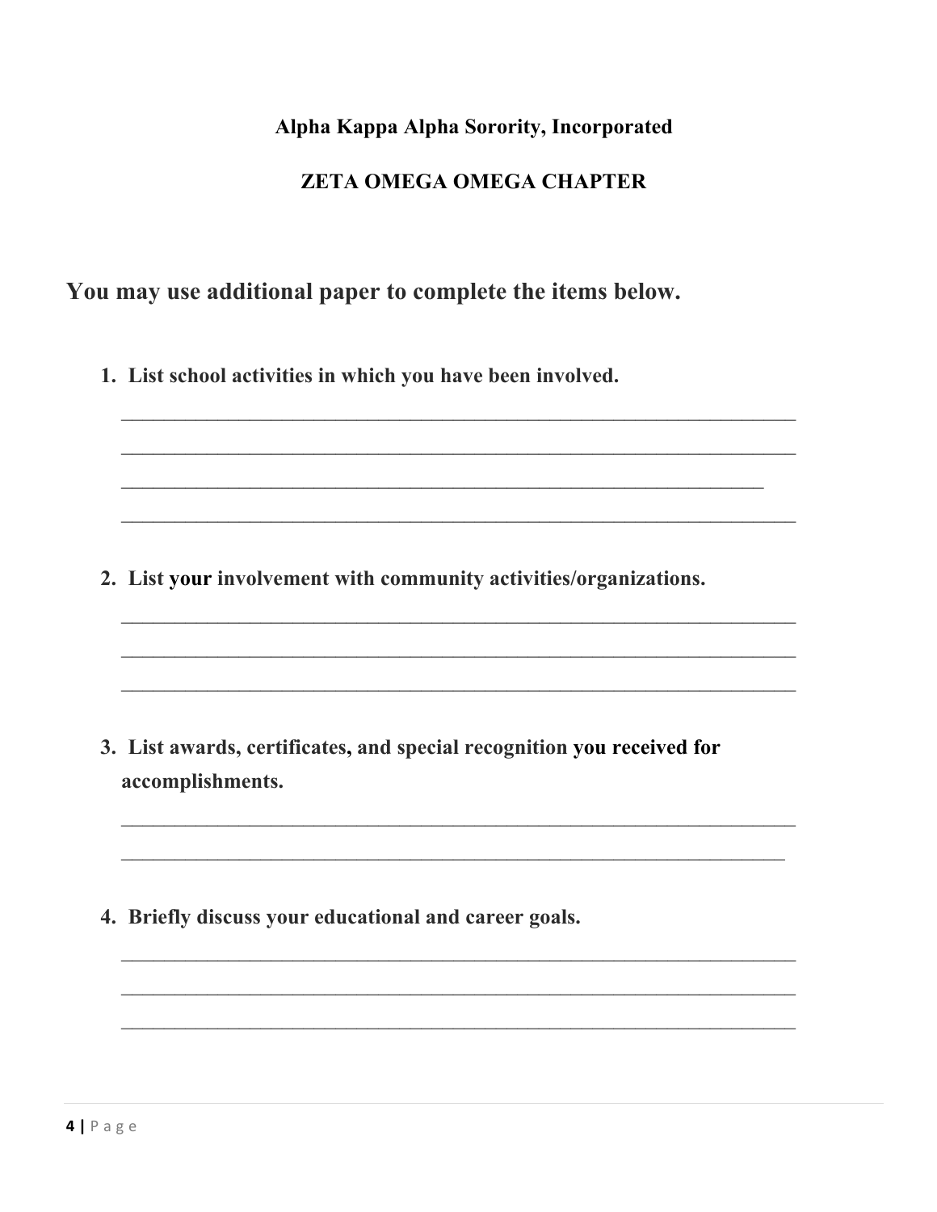**Alpha Kappa Alpha Sorority, Incorporated**

**ZETA OMEGA OMEGA CHAPTER**

## You may use additional paper to complete the items below.

1. **List school activities in which you have been involved.**

   ____________________________________________________________________

   ____________________________________________________________________

   _________________________________________________________________

   ____________________________________________________________________

2. **List your involvement with community activities/organizations.**

   ____________________________________________________________________

   ____________________________________________________________________

   ____________________________________________________________________

3. **List awards, certificates, and special recognition you received for accomplishments.**

   ____________________________________________________________________

   ___________________________________________________________________

4. **Briefly discuss your educational and career goals.**

   ____________________________________________________________________

   ____________________________________________________________________

   ____________________________________________________________________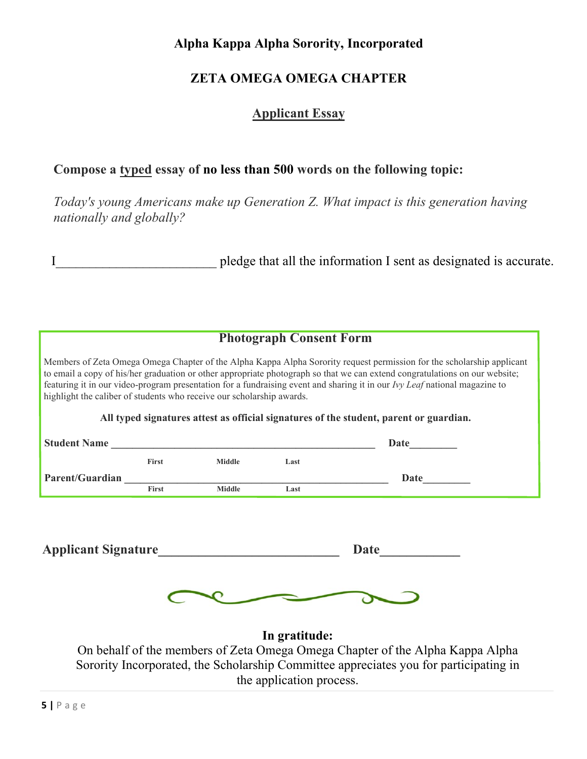**Alpha Kappa Alpha Sorority, Incorporated**

**ZETA OMEGA OMEGA CHAPTER**

## Applicant Essay

**Compose a typed essay of no less than 500 words on the following topic:**

*Today's young Americans make up Generation Z. What impact is this generation having nationally and globally?*

I________________________ pledge that all the information I sent as designated is accurate.

### Photograph Consent Form

Members of Zeta Omega Omega Chapter of the Alpha Kappa Alpha Sorority request permission for the scholarship applicant to email a copy of his/her graduation or other appropriate photograph so that we can extend congratulations on our website; featuring it in our video-program presentation for a fundraising event and sharing it in our *Ivy Leaf* national magazine to highlight the caliber of students who receive our scholarship awards.

**All typed signatures attest as official signatures of the student, parent or guardian.**

**Student Name** ________________________________________________ **Date**________

First Middle Last

**Parent/Guardian** ________________________________________________ **Date**________

First Middle Last

**Applicant Signature**___________________________ **Date**___________

**In gratitude:**

On behalf of the members of Zeta Omega Omega Chapter of the Alpha Kappa Alpha Sorority Incorporated, the Scholarship Committee appreciates you for participating in the application process.